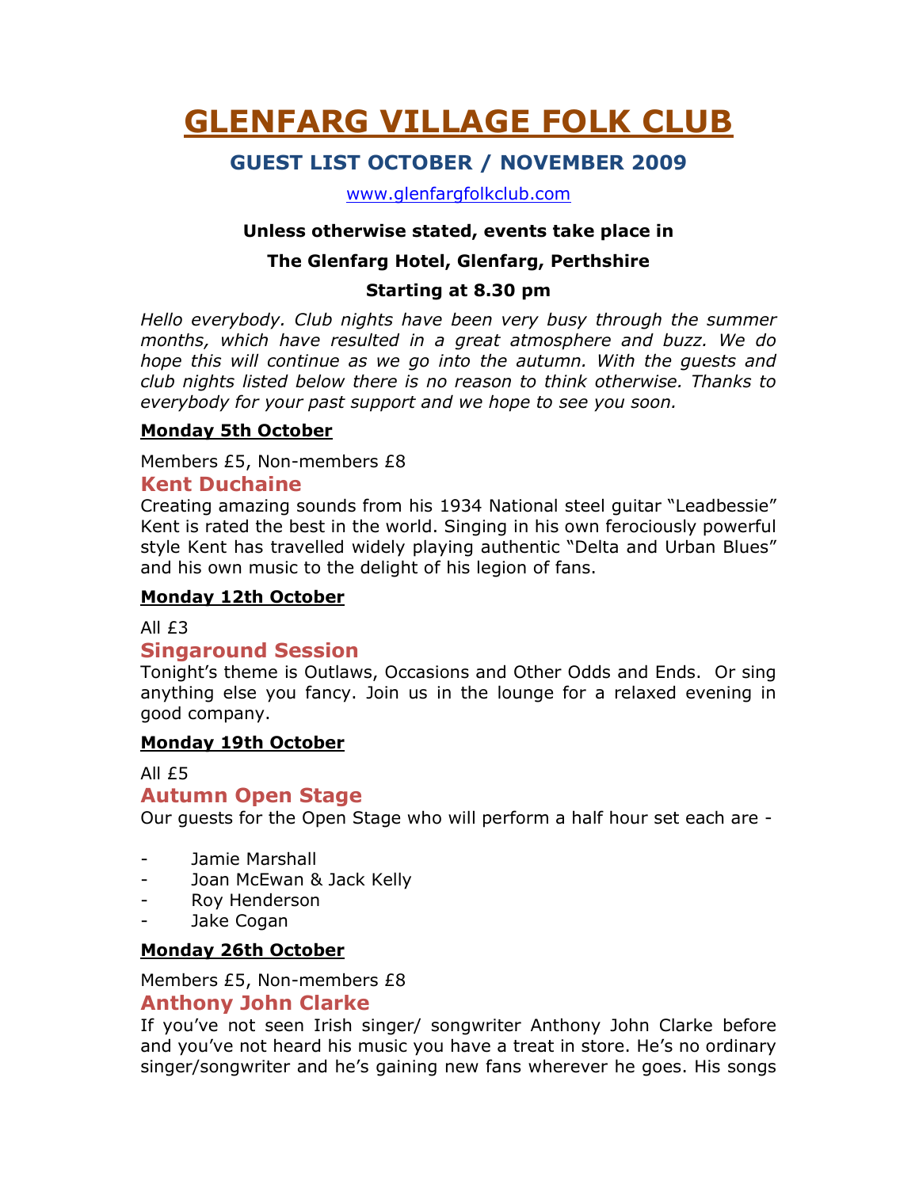# GLENFARG VILLAGE FOLK CLUB

## GUEST LIST OCTOBER / NOVEMBER 2009

www.glenfargfolkclub.com

**Unless otherwise stated, events take place in**

**The Glenfarg Hotel, Glenfarg, Perthshire**

**Starting at 8.30 pm**

*Hello everybody. Club nights have been very busy through the summer months, which have resulted in a great atmosphere and buzz. We do hope this will continue as we go into the autumn. With the guests and club nights listed below there is no reason to think otherwise. Thanks to everybody for your past support and we hope to see you soon.*

**Monday 5th October**

Members £5, Non-members £8

### Kent Duchaine

Creating amazing sounds from his 1934 National steel guitar "Leadbessie" Kent is rated the best in the world. Singing in his own ferociously powerful style Kent has travelled widely playing authentic "Delta and Urban Blues" and his own music to the delight of his legion of fans.

**Monday 12th October**

All £3

### Singaround Session

Tonight's theme is Outlaws, Occasions and Other Odds and Ends. Or sing anything else you fancy. Join us in the lounge for a relaxed evening in good company.

**Monday 19th October**

All £5

### Autumn Open Stage

Our guests for the Open Stage who will perform a half hour set each are -

- Jamie Marshall
- Joan McEwan & Jack Kelly
- Roy Henderson
- Jake Cogan

**Monday 26th October**

Members £5, Non-members £8

### Anthony John Clarke

If you've not seen Irish singer/ songwriter Anthony John Clarke before and you've not heard his music you have a treat in store. He's no ordinary singer/songwriter and he's gaining new fans wherever he goes. His songs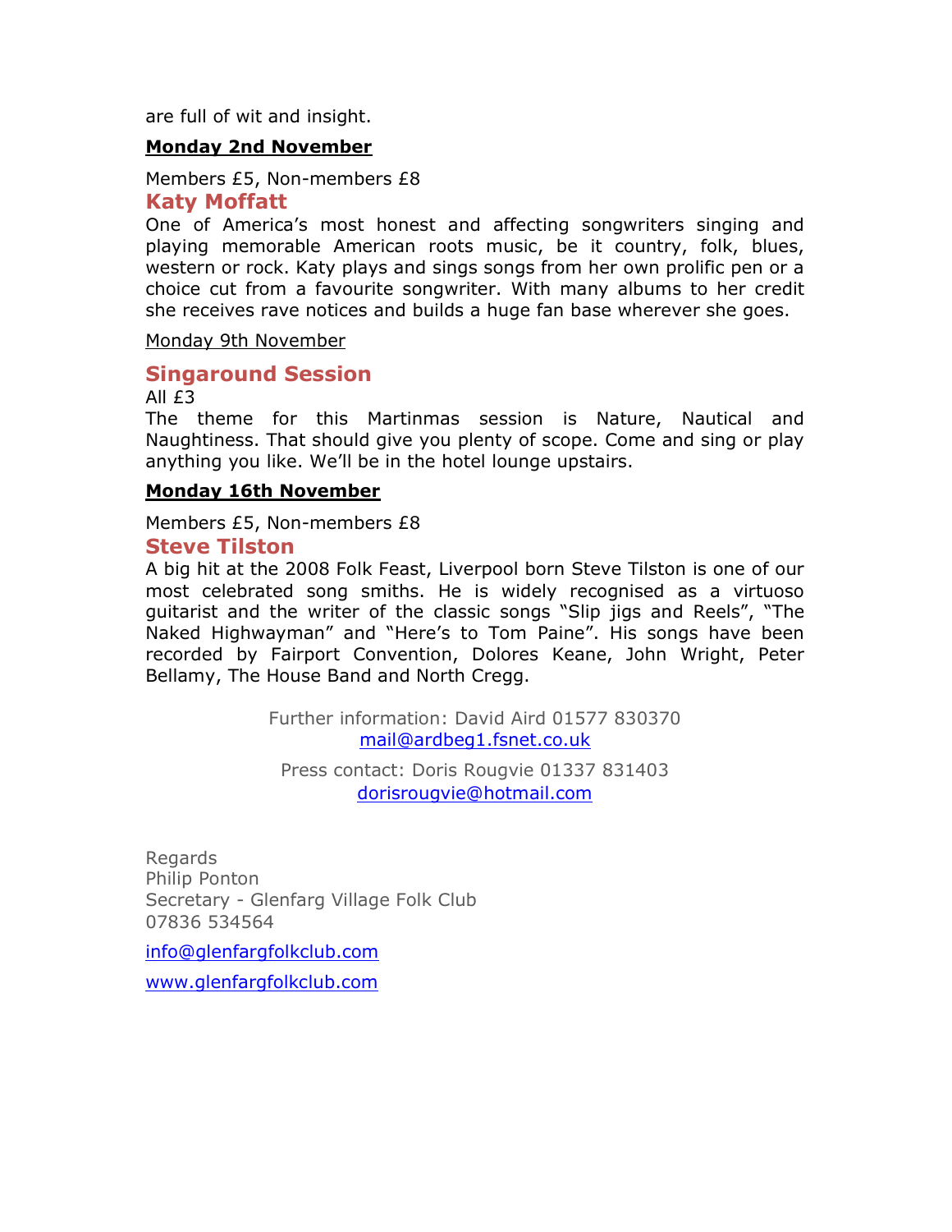are full of wit and insight.

**Monday 2nd November**

Members £5, Non-members £8

## Katy Moffatt

One of America's most honest and affecting songwriters singing and playing memorable American roots music, be it country, folk, blues, western or rock. Katy plays and sings songs from her own prolific pen or a choice cut from a favourite songwriter. With many albums to her credit she receives rave notices and builds a huge fan base wherever she goes.

Monday 9th November

## Singaround Session

All £3

The theme for this Martinmas session is Nature, Nautical and Naughtiness. That should give you plenty of scope. Come and sing or play anything you like. We'll be in the hotel lounge upstairs.

**Monday 16th November**

Members £5, Non-members £8

## Steve Tilston

A big hit at the 2008 Folk Feast, Liverpool born Steve Tilston is one of our most celebrated song smiths. He is widely recognised as a virtuoso guitarist and the writer of the classic songs "Slip jigs and Reels", "The Naked Highwayman" and "Here's to Tom Paine". His songs have been recorded by Fairport Convention, Dolores Keane, John Wright, Peter Bellamy, The House Band and North Cregg.

Further information: David Aird 01577 830370
mail@ardbeg1.fsnet.co.uk

Press contact: Doris Rougvie 01337 831403
dorisrougvie@hotmail.com

Regards
Philip Ponton
Secretary - Glenfarg Village Folk Club
07836 534564

info@glenfargfolkclub.com

www.glenfargfolkclub.com